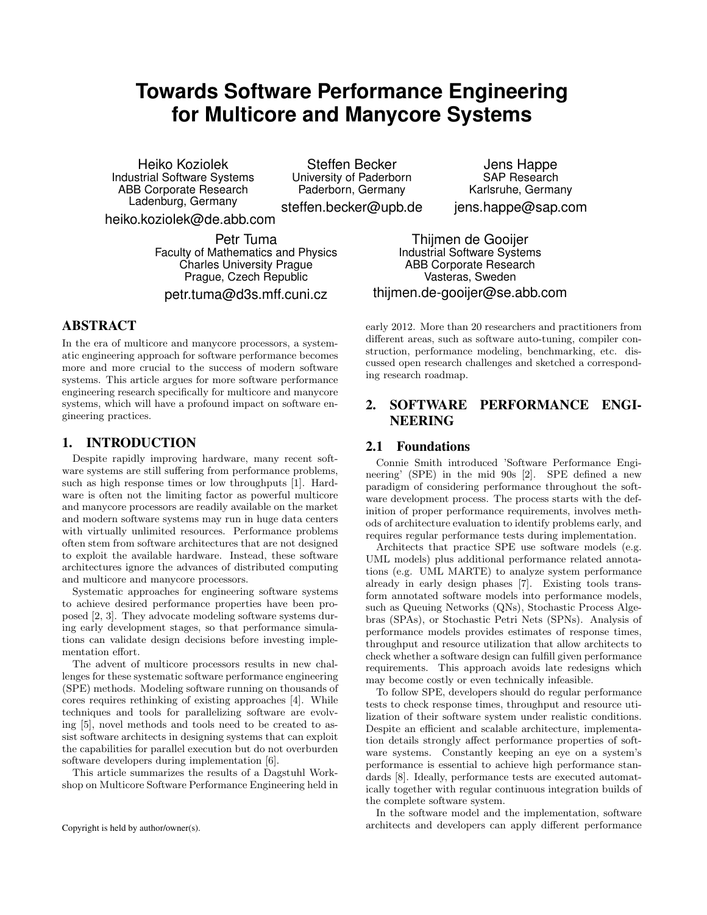# Towards Software Performance Engineering for Multicore and Manycore Systems

Heiko Koziolek
Industrial Software Systems
ABB Corporate Research
Ladenburg, Germany
heiko.koziolek@de.abb.com

Steffen Becker
University of Paderborn
Paderborn, Germany
steffen.becker@upb.de

Jens Happe
SAP Research
Karlsruhe, Germany
jens.happe@sap.com

Petr Tuma
Faculty of Mathematics and Physics
Charles University Prague
Prague, Czech Republic
petr.tuma@d3s.mff.cuni.cz

Thijmen de Gooijer
Industrial Software Systems
ABB Corporate Research
Vasteras, Sweden
thijmen.de-gooijer@se.abb.com

## ABSTRACT

In the era of multicore and manycore processors, a systematic engineering approach for software performance becomes more and more crucial to the success of modern software systems. This article argues for more software performance engineering research specifically for multicore and manycore systems, which will have a profound impact on software engineering practices.

## 1. INTRODUCTION

Despite rapidly improving hardware, many recent software systems are still suffering from performance problems, such as high response times or low throughputs [1]. Hardware is often not the limiting factor as powerful multicore and manycore processors are readily available on the market and modern software systems may run in huge data centers with virtually unlimited resources. Performance problems often stem from software architectures that are not designed to exploit the available hardware. Instead, these software architectures ignore the advances of distributed computing and multicore and manycore processors.

Systematic approaches for engineering software systems to achieve desired performance properties have been proposed [2, 3]. They advocate modeling software systems during early development stages, so that performance simulations can validate design decisions before investing implementation effort.

The advent of multicore processors results in new challenges for these systematic software performance engineering (SPE) methods. Modeling software running on thousands of cores requires rethinking of existing approaches [4]. While techniques and tools for parallelizing software are evolving [5], novel methods and tools need to be created to assist software architects in designing systems that can exploit the capabilities for parallel execution but do not overburden software developers during implementation [6].

This article summarizes the results of a Dagstuhl Workshop on Multicore Software Performance Engineering held in early 2012. More than 20 researchers and practitioners from different areas, such as software auto-tuning, compiler construction, performance modeling, benchmarking, etc. discussed open research challenges and sketched a corresponding research roadmap.

## 2. SOFTWARE PERFORMANCE ENGINEERING

### 2.1 Foundations

Connie Smith introduced 'Software Performance Engineering' (SPE) in the mid 90s [2]. SPE defined a new paradigm of considering performance throughout the software development process. The process starts with the definition of proper performance requirements, involves methods of architecture evaluation to identify problems early, and requires regular performance tests during implementation.

Architects that practice SPE use software models (e.g. UML models) plus additional performance related annotations (e.g. UML MARTE) to analyze system performance already in early design phases [7]. Existing tools transform annotated software models into performance models, such as Queuing Networks (QNs), Stochastic Process Algebras (SPAs), or Stochastic Petri Nets (SPNs). Analysis of performance models provides estimates of response times, throughput and resource utilization that allow architects to check whether a software design can fulfill given performance requirements. This approach avoids late redesigns which may become costly or even technically infeasible.

To follow SPE, developers should do regular performance tests to check response times, throughput and resource utilization of their software system under realistic conditions. Despite an efficient and scalable architecture, implementation details strongly affect performance properties of software systems. Constantly keeping an eye on a system's performance is essential to achieve high performance standards [8]. Ideally, performance tests are executed automatically together with regular continuous integration builds of the complete software system.

In the software model and the implementation, software architects and developers can apply different performance

Copyright is held by author/owner(s).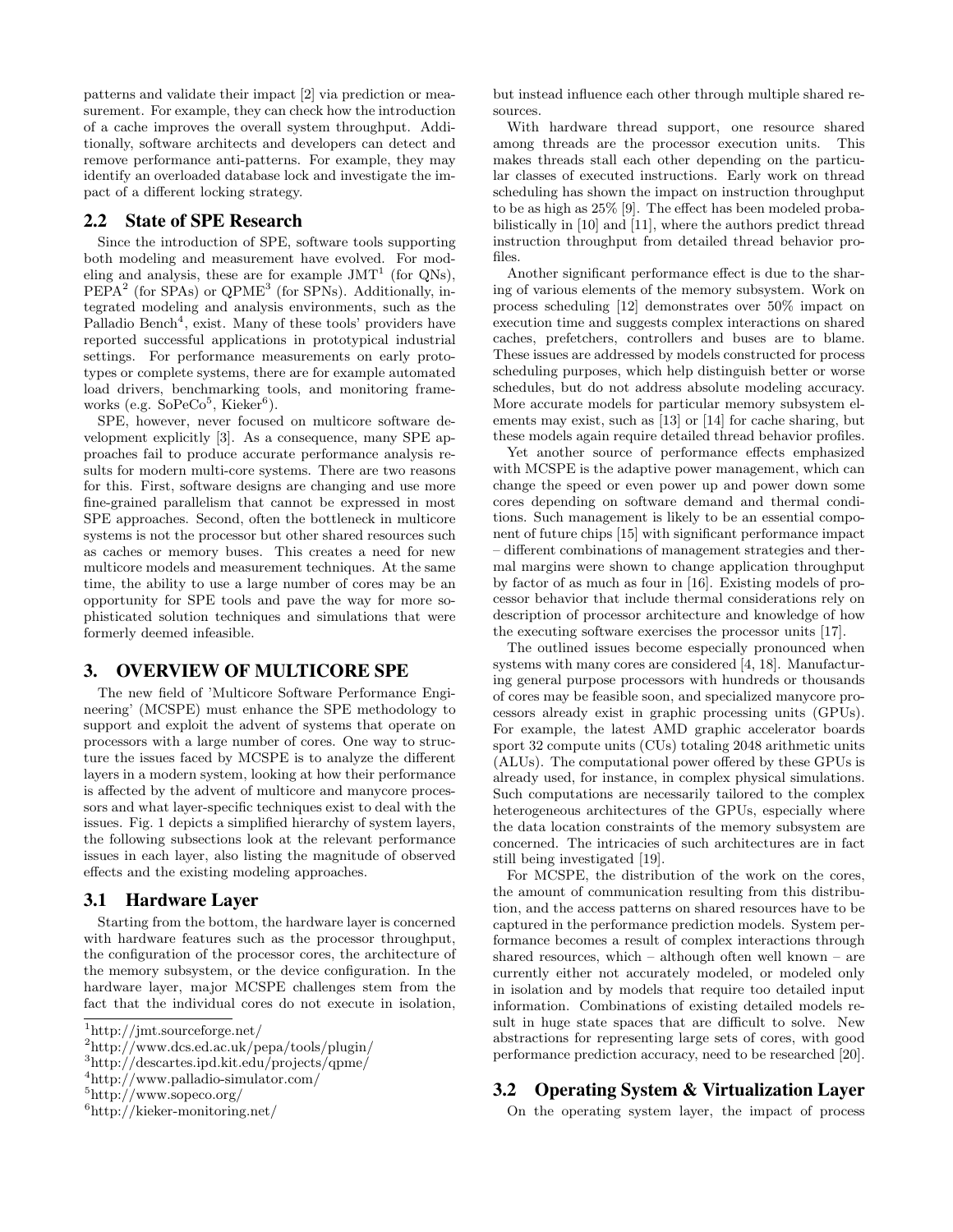patterns and validate their impact [2] via prediction or measurement. For example, they can check how the introduction of a cache improves the overall system throughput. Additionally, software architects and developers can detect and remove performance anti-patterns. For example, they may identify an overloaded database lock and investigate the impact of a different locking strategy.

## 2.2 State of SPE Research

Since the introduction of SPE, software tools supporting both modeling and measurement have evolved. For modeling and analysis, these are for example JMT[1] (for QNs), PEPA[2] (for SPAs) or QPME[3] (for SPNs). Additionally, integrated modeling and analysis environments, such as the Palladio Bench[4], exist. Many of these tools' providers have reported successful applications in prototypical industrial settings. For performance measurements on early prototypes or complete systems, there are for example automated load drivers, benchmarking tools, and monitoring frameworks (e.g. SoPeCo[5], Kieker[6]).

SPE, however, never focused on multicore software development explicitly [3]. As a consequence, many SPE approaches fail to produce accurate performance analysis results for modern multi-core systems. There are two reasons for this. First, software designs are changing and use more fine-grained parallelism that cannot be expressed in most SPE approaches. Second, often the bottleneck in multicore systems is not the processor but other shared resources such as caches or memory buses. This creates a need for new multicore models and measurement techniques. At the same time, the ability to use a large number of cores may be an opportunity for SPE tools and pave the way for more sophisticated solution techniques and simulations that were formerly deemed infeasible.

# 3. OVERVIEW OF MULTICORE SPE

The new field of 'Multicore Software Performance Engineering' (MCSPE) must enhance the SPE methodology to support and exploit the advent of systems that operate on processors with a large number of cores. One way to structure the issues faced by MCSPE is to analyze the different layers in a modern system, looking at how their performance is affected by the advent of multicore and manycore processors and what layer-specific techniques exist to deal with the issues. Fig. 1 depicts a simplified hierarchy of system layers, the following subsections look at the relevant performance issues in each layer, also listing the magnitude of observed effects and the existing modeling approaches.

## 3.1 Hardware Layer

Starting from the bottom, the hardware layer is concerned with hardware features such as the processor throughput, the configuration of the processor cores, the architecture of the memory subsystem, or the device configuration. In the hardware layer, major MCSPE challenges stem from the fact that the individual cores do not execute in isolation, but instead influence each other through multiple shared resources.

With hardware thread support, one resource shared among threads are the processor execution units. This makes threads stall each other depending on the particular classes of executed instructions. Early work on thread scheduling has shown the impact on instruction throughput to be as high as 25% [9]. The effect has been modeled probabilistically in [10] and [11], where the authors predict thread instruction throughput from detailed thread behavior profiles.

Another significant performance effect is due to the sharing of various elements of the memory subsystem. Work on process scheduling [12] demonstrates over 50% impact on execution time and suggests complex interactions on shared caches, prefetchers, controllers and buses are to blame. These issues are addressed by models constructed for process scheduling purposes, which help distinguish better or worse schedules, but do not address absolute modeling accuracy. More accurate models for particular memory subsystem elements may exist, such as [13] or [14] for cache sharing, but these models again require detailed thread behavior profiles.

Yet another source of performance effects emphasized with MCSPE is the adaptive power management, which can change the speed or even power up and power down some cores depending on software demand and thermal conditions. Such management is likely to be an essential component of future chips [15] with significant performance impact – different combinations of management strategies and thermal margins were shown to change application throughput by factor of as much as four in [16]. Existing models of processor behavior that include thermal considerations rely on description of processor architecture and knowledge of how the executing software exercises the processor units [17].

The outlined issues become especially pronounced when systems with many cores are considered [4, 18]. Manufacturing general purpose processors with hundreds or thousands of cores may be feasible soon, and specialized manycore processors already exist in graphic processing units (GPUs). For example, the latest AMD graphic accelerator boards sport 32 compute units (CUs) totaling 2048 arithmetic units (ALUs). The computational power offered by these GPUs is already used, for instance, in complex physical simulations. Such computations are necessarily tailored to the complex heterogeneous architectures of the GPUs, especially where the data location constraints of the memory subsystem are concerned. The intricacies of such architectures are in fact still being investigated [19].

For MCSPE, the distribution of the work on the cores, the amount of communication resulting from this distribution, and the access patterns on shared resources have to be captured in the performance prediction models. System performance becomes a result of complex interactions through shared resources, which – although often well known – are currently either not accurately modeled, or modeled only in isolation and by models that require too detailed input information. Combinations of existing detailed models result in huge state spaces that are difficult to solve. New abstractions for representing large sets of cores, with good performance prediction accuracy, need to be researched [20].

## 3.2 Operating System & Virtualization Layer

On the operating system layer, the impact of process

[1] http://jmt.sourceforge.net/
[2] http://www.dcs.ed.ac.uk/pepa/tools/plugin/
[3] http://descartes.ipd.kit.edu/projects/qpme/
[4] http://www.palladio-simulator.com/
[5] http://www.sopeco.org/
[6] http://kieker-monitoring.net/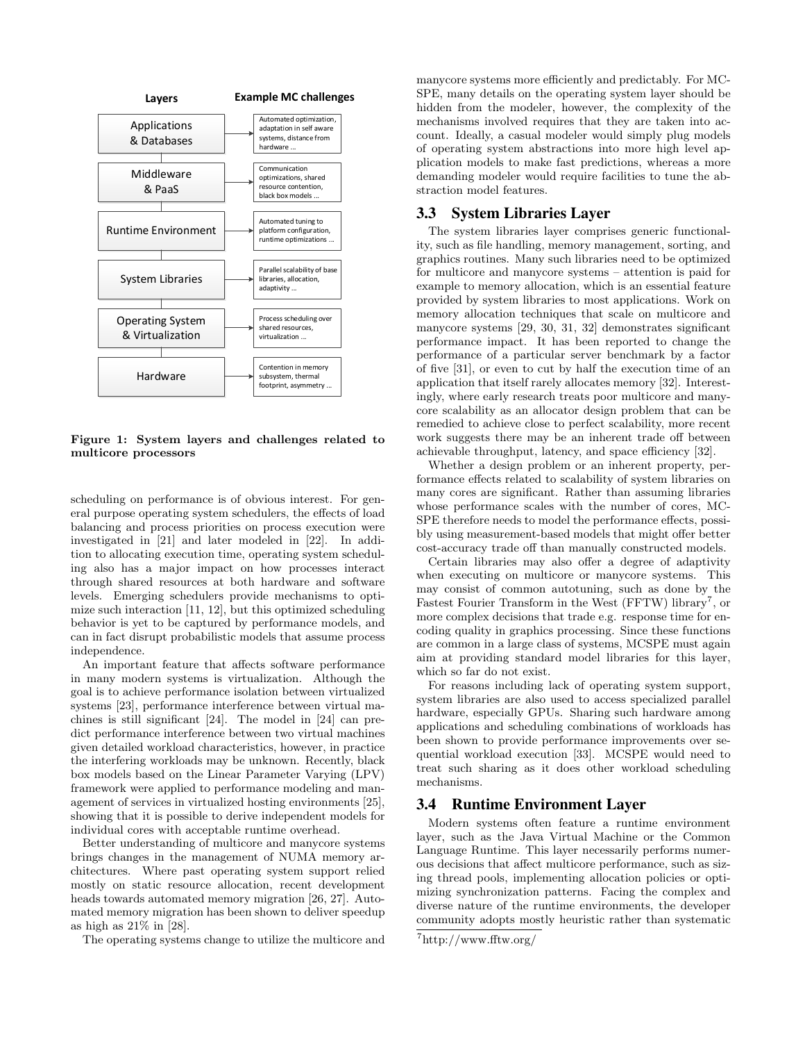Layers

Example MC challenges

Applications & Databases

Automated optimization, adaptation in self aware systems, distance from hardware …

Middleware & PaaS

Communication optimizations, shared resource contention, black box models …

Runtime Environment

Automated tuning to platform configuration, runtime optimizations …

System Libraries

Parallel scalability of base libraries, allocation, adaptivity …

Operating System & Virtualization

Process scheduling over shared resources, virtualization …

Hardware

Contention in memory subsystem, thermal footprint, asymmetry …

**Figure 1: System layers and challenges related to multicore processors**

scheduling on performance is of obvious interest. For general purpose operating system schedulers, the effects of load balancing and process priorities on process execution were investigated in [21] and later modeled in [22]. In addition to allocating execution time, operating system scheduling also has a major impact on how processes interact through shared resources at both hardware and software levels. Emerging schedulers provide mechanisms to optimize such interaction [11, 12], but this optimized scheduling behavior is yet to be captured by performance models, and can in fact disrupt probabilistic models that assume process independence.

An important feature that affects software performance in many modern systems is virtualization. Although the goal is to achieve performance isolation between virtualized systems [23], performance interference between virtual machines is still significant [24]. The model in [24] can predict performance interference between two virtual machines given detailed workload characteristics, however, in practice the interfering workloads may be unknown. Recently, black box models based on the Linear Parameter Varying (LPV) framework were applied to performance modeling and management of services in virtualized hosting environments [25], showing that it is possible to derive independent models for individual cores with acceptable runtime overhead.

Better understanding of multicore and manycore systems brings changes in the management of NUMA memory architectures. Where past operating system support relied mostly on static resource allocation, recent development heads towards automated memory migration [26, 27]. Automated memory migration has been shown to deliver speedup as high as 21% in [28].

The operating systems change to utilize the multicore and manycore systems more efficiently and predictably. For MC-SPE, many details on the operating system layer should be hidden from the modeler, however, the complexity of the mechanisms involved requires that they are taken into account. Ideally, a casual modeler would simply plug models of operating system abstractions into more high level application models to make fast predictions, whereas a more demanding modeler would require facilities to tune the abstraction model features.

## 3.3 System Libraries Layer

The system libraries layer comprises generic functionality, such as file handling, memory management, sorting, and graphics routines. Many such libraries need to be optimized for multicore and manycore systems – attention is paid for example to memory allocation, which is an essential feature provided by system libraries to most applications. Work on memory allocation techniques that scale on multicore and manycore systems [29, 30, 31, 32] demonstrates significant performance impact. It has been reported to change the performance of a particular server benchmark by a factor of five [31], or even to cut by half the execution time of an application that itself rarely allocates memory [32]. Interestingly, where early research treats poor multicore and manycore scalability as an allocator design problem that can be remedied to achieve close to perfect scalability, more recent work suggests there may be an inherent trade off between achievable throughput, latency, and space efficiency [32].

Whether a design problem or an inherent property, performance effects related to scalability of system libraries on many cores are significant. Rather than assuming libraries whose performance scales with the number of cores, MC-SPE therefore needs to model the performance effects, possibly using measurement-based models that might offer better cost-accuracy trade off than manually constructed models.

Certain libraries may also offer a degree of adaptivity when executing on multicore or manycore systems. This may consist of common autotuning, such as done by the Fastest Fourier Transform in the West (FFTW) library[7], or more complex decisions that trade e.g. response time for encoding quality in graphics processing. Since these functions are common in a large class of systems, MCSPE must again aim at providing standard model libraries for this layer, which so far do not exist.

For reasons including lack of operating system support, system libraries are also used to access specialized parallel hardware, especially GPUs. Sharing such hardware among applications and scheduling combinations of workloads has been shown to provide performance improvements over sequential workload execution [33]. MCSPE would need to treat such sharing as it does other workload scheduling mechanisms.

## 3.4 Runtime Environment Layer

Modern systems often feature a runtime environment layer, such as the Java Virtual Machine or the Common Language Runtime. This layer necessarily performs numerous decisions that affect multicore performance, such as sizing thread pools, implementing allocation policies or optimizing synchronization patterns. Facing the complex and diverse nature of the runtime environments, the developer community adopts mostly heuristic rather than systematic

[7] http://www.fftw.org/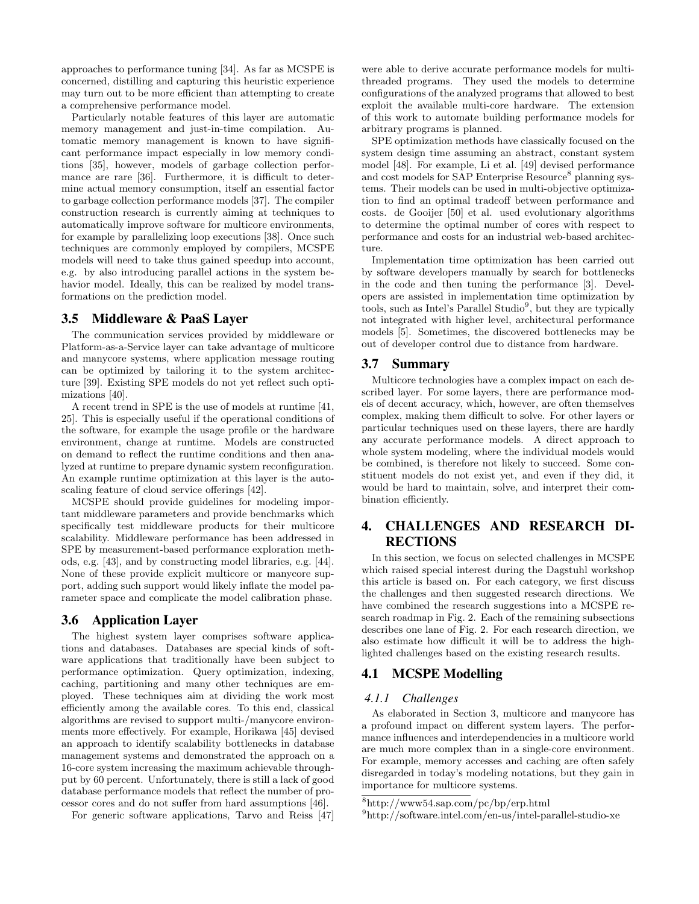approaches to performance tuning [34]. As far as MCSPE is concerned, distilling and capturing this heuristic experience may turn out to be more efficient than attempting to create a comprehensive performance model.

Particularly notable features of this layer are automatic memory management and just-in-time compilation. Automatic memory management is known to have significant performance impact especially in low memory conditions [35], however, models of garbage collection performance are rare [36]. Furthermore, it is difficult to determine actual memory consumption, itself an essential factor to garbage collection performance models [37]. The compiler construction research is currently aiming at techniques to automatically improve software for multicore environments, for example by parallelizing loop executions [38]. Once such techniques are commonly employed by compilers, MCSPE models will need to take thus gained speedup into account, e.g. by also introducing parallel actions in the system behavior model. Ideally, this can be realized by model transformations on the prediction model.

## 3.5 Middleware & PaaS Layer

The communication services provided by middleware or Platform-as-a-Service layer can take advantage of multicore and manycore systems, where application message routing can be optimized by tailoring it to the system architecture [39]. Existing SPE models do not yet reflect such optimizations [40].

A recent trend in SPE is the use of models at runtime [41, 25]. This is especially useful if the operational conditions of the software, for example the usage profile or the hardware environment, change at runtime. Models are constructed on demand to reflect the runtime conditions and then analyzed at runtime to prepare dynamic system reconfiguration. An example runtime optimization at this layer is the autoscaling feature of cloud service offerings [42].

MCSPE should provide guidelines for modeling important middleware parameters and provide benchmarks which specifically test middleware products for their multicore scalability. Middleware performance has been addressed in SPE by measurement-based performance exploration methods, e.g. [43], and by constructing model libraries, e.g. [44]. None of these provide explicit multicore or manycore support, adding such support would likely inflate the model parameter space and complicate the model calibration phase.

## 3.6 Application Layer

The highest system layer comprises software applications and databases. Databases are special kinds of software applications that traditionally have been subject to performance optimization. Query optimization, indexing, caching, partitioning and many other techniques are employed. These techniques aim at dividing the work most efficiently among the available cores. To this end, classical algorithms are revised to support multi-/manycore environments more effectively. For example, Horikawa [45] devised an approach to identify scalability bottlenecks in database management systems and demonstrated the approach on a 16-core system increasing the maximum achievable throughput by 60 percent. Unfortunately, there is still a lack of good database performance models that reflect the number of processor cores and do not suffer from hard assumptions [46].

For generic software applications, Tarvo and Reiss [47] were able to derive accurate performance models for multithreaded programs. They used the models to determine configurations of the analyzed programs that allowed to best exploit the available multi-core hardware. The extension of this work to automate building performance models for arbitrary programs is planned.

SPE optimization methods have classically focused on the system design time assuming an abstract, constant system model [48]. For example, Li et al. [49] devised performance and cost models for SAP Enterprise Resource[8] planning systems. Their models can be used in multi-objective optimization to find an optimal tradeoff between performance and costs. de Gooijer [50] et al. used evolutionary algorithms to determine the optimal number of cores with respect to performance and costs for an industrial web-based architecture.

Implementation time optimization has been carried out by software developers manually by search for bottlenecks in the code and then tuning the performance [3]. Developers are assisted in implementation time optimization by tools, such as Intel's Parallel Studio[9], but they are typically not integrated with higher level, architectural performance models [5]. Sometimes, the discovered bottlenecks may be out of developer control due to distance from hardware.

## 3.7 Summary

Multicore technologies have a complex impact on each described layer. For some layers, there are performance models of decent accuracy, which, however, are often themselves complex, making them difficult to solve. For other layers or particular techniques used on these layers, there are hardly any accurate performance models. A direct approach to whole system modeling, where the individual models would be combined, is therefore not likely to succeed. Some constituent models do not exist yet, and even if they did, it would be hard to maintain, solve, and interpret their combination efficiently.

# 4. CHALLENGES AND RESEARCH DIRECTIONS

In this section, we focus on selected challenges in MCSPE which raised special interest during the Dagstuhl workshop this article is based on. For each category, we first discuss the challenges and then suggested research directions. We have combined the research suggestions into a MCSPE research roadmap in Fig. 2. Each of the remaining subsections describes one lane of Fig. 2. For each research direction, we also estimate how difficult it will be to address the highlighted challenges based on the existing research results.

## 4.1 MCSPE Modelling

### *4.1.1 Challenges*

As elaborated in Section 3, multicore and manycore has a profound impact on different system layers. The performance influences and interdependencies in a multicore world are much more complex than in a single-core environment. For example, memory accesses and caching are often safely disregarded in today's modeling notations, but they gain in importance for multicore systems.

[8] http://www54.sap.com/pc/bp/erp.html

[9] http://software.intel.com/en-us/intel-parallel-studio-xe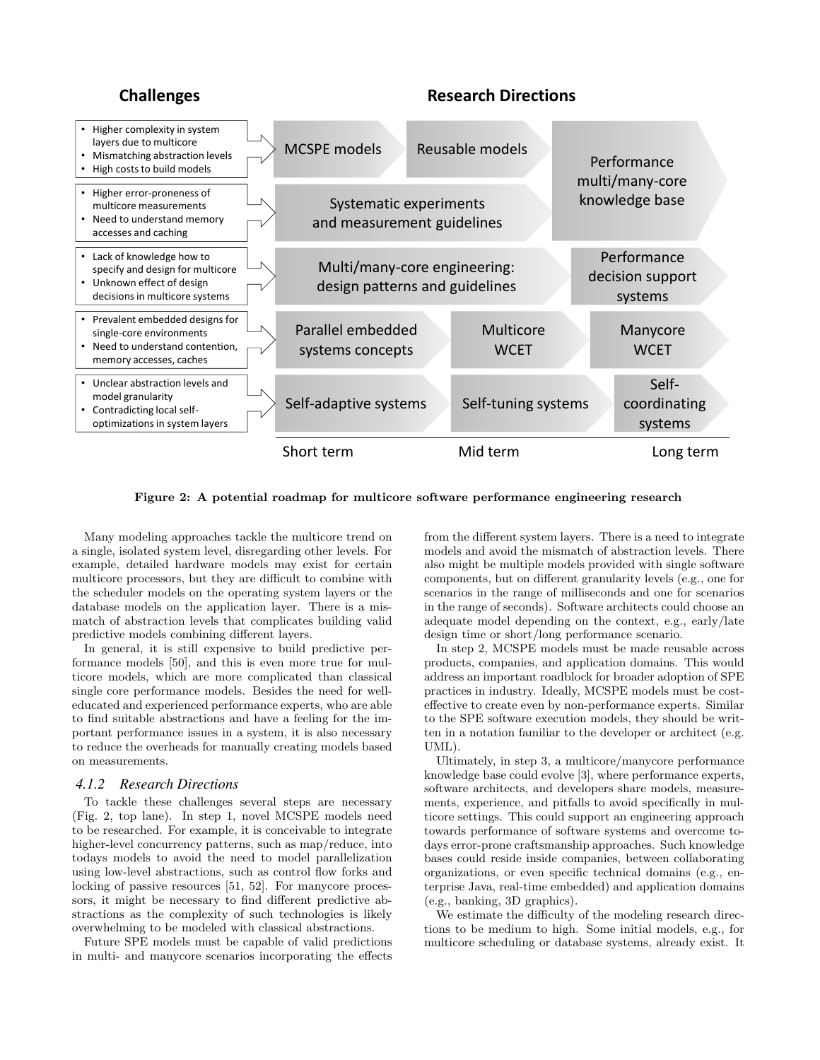Challenges

Research Directions

- Higher complexity in system layers due to multicore
- Mismatching abstraction levels
- High costs to build models

MCSPE models

Reusable models

Performance multi/many-core knowledge base

- Higher error-proneness of multicore measurements
- Need to understand memory accesses and caching

Systematic experiments and measurement guidelines

- Lack of knowledge how to specify and design for multicore
- Unknown effect of design decisions in multicore systems

Multi/many-core engineering: design patterns and guidelines

Performance decision support systems

- Prevalent embedded designs for single-core environments
- Need to understand contention, memory accesses, caches

Parallel embedded systems concepts

Multicore WCET

Manycore WCET

- Unclear abstraction levels and model granularity
- Contradicting local self-optimizations in system layers

Self-adaptive systems

Self-tuning systems

Self-coordinating systems

Short term

Mid term

Long term

**Figure 2: A potential roadmap for multicore software performance engineering research**

Many modeling approaches tackle the multicore trend on a single, isolated system level, disregarding other levels. For example, detailed hardware models may exist for certain multicore processors, but they are difficult to combine with the scheduler models on the operating system layers or the database models on the application layer. There is a mismatch of abstraction levels that complicates building valid predictive models combining different layers.

In general, it is still expensive to build predictive performance models [50], and this is even more true for multicore models, which are more complicated than classical single core performance models. Besides the need for well-educated and experienced performance experts, who are able to find suitable abstractions and have a feeling for the important performance issues in a system, it is also necessary to reduce the overheads for manually creating models based on measurements.

### 4.1.2 Research Directions

To tackle these challenges several steps are necessary (Fig. 2, top lane). In step 1, novel MCSPE models need to be researched. For example, it is conceivable to integrate higher-level concurrency patterns, such as map/reduce, into todays models to avoid the need to model parallelization using low-level abstractions, such as control flow forks and locking of passive resources [51, 52]. For manycore processors, it might be necessary to find different predictive abstractions as the complexity of such technologies is likely overwhelming to be modeled with classical abstractions.

Future SPE models must be capable of valid predictions in multi- and manycore scenarios incorporating the effects from the different system layers. There is a need to integrate models and avoid the mismatch of abstraction levels. There also might be multiple models provided with single software components, but on different granularity levels (e.g., one for scenarios in the range of milliseconds and one for scenarios in the range of seconds). Software architects could choose an adequate model depending on the context, e.g., early/late design time or short/long performance scenario.

In step 2, MCSPE models must be made reusable across products, companies, and application domains. This would address an important roadblock for broader adoption of SPE practices in industry. Ideally, MCSPE models must be cost-effective to create even by non-performance experts. Similar to the SPE software execution models, they should be written in a notation familiar to the developer or architect (e.g. UML).

Ultimately, in step 3, a multicore/manycore performance knowledge base could evolve [3], where performance experts, software architects, and developers share models, measurements, experience, and pitfalls to avoid specifically in multicore settings. This could support an engineering approach towards performance of software systems and overcome todays error-prone craftsmanship approaches. Such knowledge bases could reside inside companies, between collaborating organizations, or even specific technical domains (e.g., enterprise Java, real-time embedded) and application domains (e.g., banking, 3D graphics).

We estimate the difficulty of the modeling research directions to be medium to high. Some initial models, e.g., for multicore scheduling or database systems, already exist. It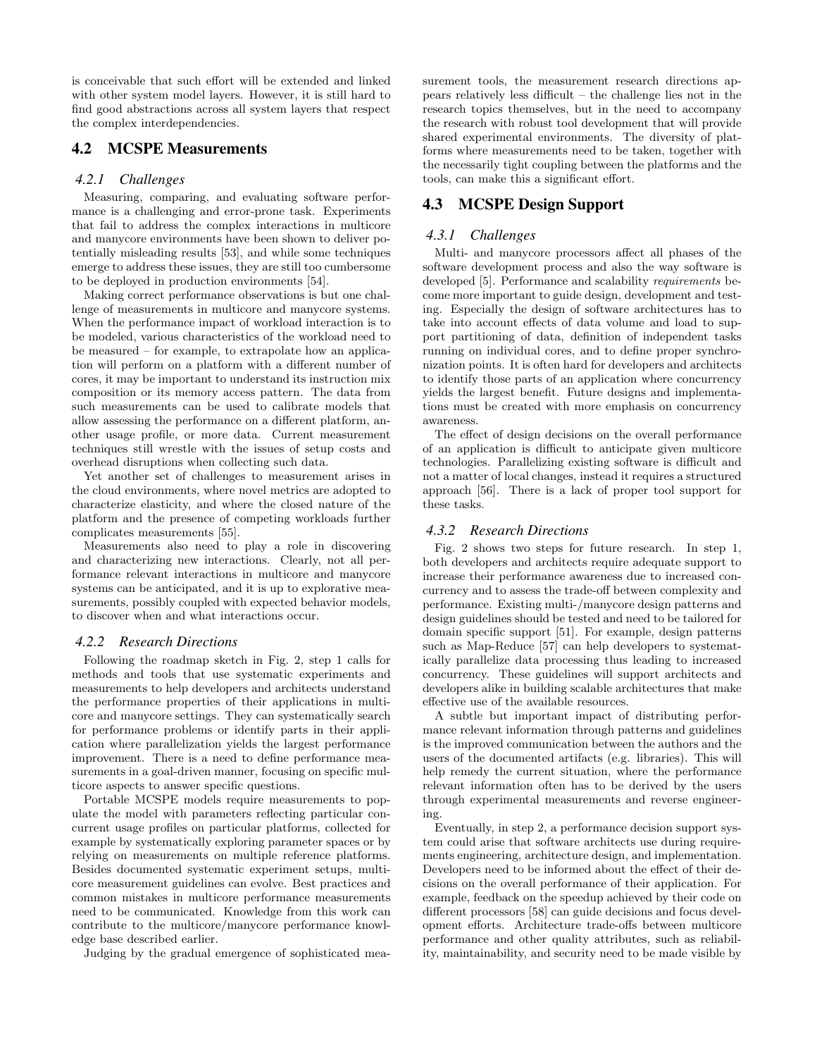is conceivable that such effort will be extended and linked with other system model layers. However, it is still hard to find good abstractions across all system layers that respect the complex interdependencies.

## 4.2 MCSPE Measurements

### 4.2.1 Challenges

Measuring, comparing, and evaluating software performance is a challenging and error-prone task. Experiments that fail to address the complex interactions in multicore and manycore environments have been shown to deliver potentially misleading results [53], and while some techniques emerge to address these issues, they are still too cumbersome to be deployed in production environments [54].

Making correct performance observations is but one challenge of measurements in multicore and manycore systems. When the performance impact of workload interaction is to be modeled, various characteristics of the workload need to be measured – for example, to extrapolate how an application will perform on a platform with a different number of cores, it may be important to understand its instruction mix composition or its memory access pattern. The data from such measurements can be used to calibrate models that allow assessing the performance on a different platform, another usage profile, or more data. Current measurement techniques still wrestle with the issues of setup costs and overhead disruptions when collecting such data.

Yet another set of challenges to measurement arises in the cloud environments, where novel metrics are adopted to characterize elasticity, and where the closed nature of the platform and the presence of competing workloads further complicates measurements [55].

Measurements also need to play a role in discovering and characterizing new interactions. Clearly, not all performance relevant interactions in multicore and manycore systems can be anticipated, and it is up to explorative measurements, possibly coupled with expected behavior models, to discover when and what interactions occur.

### 4.2.2 Research Directions

Following the roadmap sketch in Fig. 2, step 1 calls for methods and tools that use systematic experiments and measurements to help developers and architects understand the performance properties of their applications in multicore and manycore settings. They can systematically search for performance problems or identify parts in their application where parallelization yields the largest performance improvement. There is a need to define performance measurements in a goal-driven manner, focusing on specific multicore aspects to answer specific questions.

Portable MCSPE models require measurements to populate the model with parameters reflecting particular concurrent usage profiles on particular platforms, collected for example by systematically exploring parameter spaces or by relying on measurements on multiple reference platforms. Besides documented systematic experiment setups, multicore measurement guidelines can evolve. Best practices and common mistakes in multicore performance measurements need to be communicated. Knowledge from this work can contribute to the multicore/manycore performance knowledge base described earlier.

Judging by the gradual emergence of sophisticated measurement tools, the measurement research directions appears relatively less difficult – the challenge lies not in the research topics themselves, but in the need to accompany the research with robust tool development that will provide shared experimental environments. The diversity of platforms where measurements need to be taken, together with the necessarily tight coupling between the platforms and the tools, can make this a significant effort.

## 4.3 MCSPE Design Support

### 4.3.1 Challenges

Multi- and manycore processors affect all phases of the software development process and also the way software is developed [5]. Performance and scalability *requirements* become more important to guide design, development and testing. Especially the design of software architectures has to take into account effects of data volume and load to support partitioning of data, definition of independent tasks running on individual cores, and to define proper synchronization points. It is often hard for developers and architects to identify those parts of an application where concurrency yields the largest benefit. Future designs and implementations must be created with more emphasis on concurrency awareness.

The effect of design decisions on the overall performance of an application is difficult to anticipate given multicore technologies. Parallelizing existing software is difficult and not a matter of local changes, instead it requires a structured approach [56]. There is a lack of proper tool support for these tasks.

### 4.3.2 Research Directions

Fig. 2 shows two steps for future research. In step 1, both developers and architects require adequate support to increase their performance awareness due to increased concurrency and to assess the trade-off between complexity and performance. Existing multi-/manycore design patterns and design guidelines should be tested and need to be tailored for domain specific support [51]. For example, design patterns such as Map-Reduce [57] can help developers to systematically parallelize data processing thus leading to increased concurrency. These guidelines will support architects and developers alike in building scalable architectures that make effective use of the available resources.

A subtle but important impact of distributing performance relevant information through patterns and guidelines is the improved communication between the authors and the users of the documented artifacts (e.g. libraries). This will help remedy the current situation, where the performance relevant information often has to be derived by the users through experimental measurements and reverse engineering.

Eventually, in step 2, a performance decision support system could arise that software architects use during requirements engineering, architecture design, and implementation. Developers need to be informed about the effect of their decisions on the overall performance of their application. For example, feedback on the speedup achieved by their code on different processors [58] can guide decisions and focus development efforts. Architecture trade-offs between multicore performance and other quality attributes, such as reliability, maintainability, and security need to be made visible by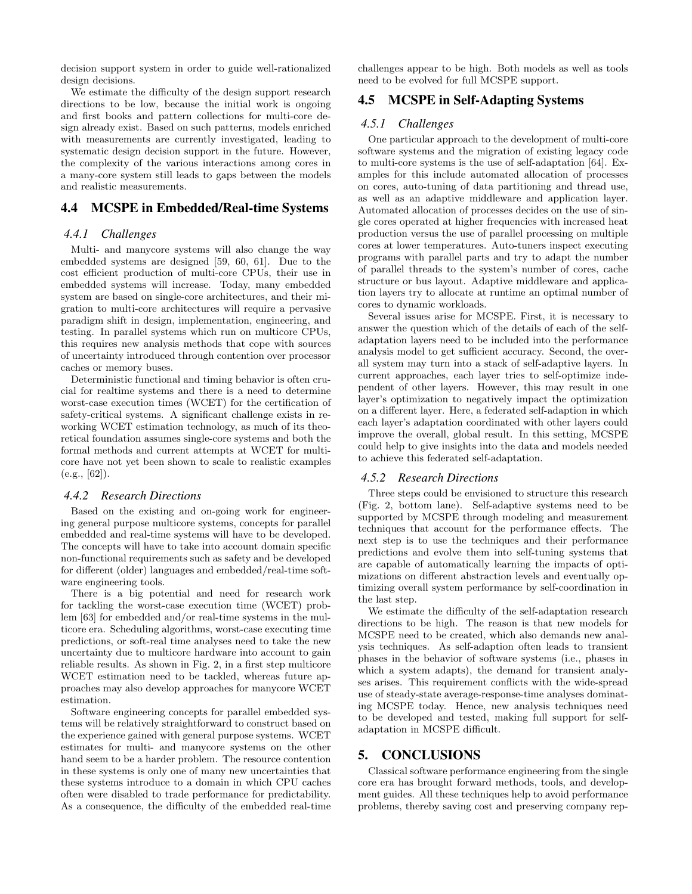decision support system in order to guide well-rationalized design decisions.

We estimate the difficulty of the design support research directions to be low, because the initial work is ongoing and first books and pattern collections for multi-core design already exist. Based on such patterns, models enriched with measurements are currently investigated, leading to systematic design decision support in the future. However, the complexity of the various interactions among cores in a many-core system still leads to gaps between the models and realistic measurements.

## 4.4 MCSPE in Embedded/Real-time Systems

### 4.4.1 Challenges

Multi- and manycore systems will also change the way embedded systems are designed [59, 60, 61]. Due to the cost efficient production of multi-core CPUs, their use in embedded systems will increase. Today, many embedded system are based on single-core architectures, and their migration to multi-core architectures will require a pervasive paradigm shift in design, implementation, engineering, and testing. In parallel systems which run on multicore CPUs, this requires new analysis methods that cope with sources of uncertainty introduced through contention over processor caches or memory buses.

Deterministic functional and timing behavior is often crucial for realtime systems and there is a need to determine worst-case execution times (WCET) for the certification of safety-critical systems. A significant challenge exists in reworking WCET estimation technology, as much of its theoretical foundation assumes single-core systems and both the formal methods and current attempts at WCET for multicore have not yet been shown to scale to realistic examples (e.g., [62]).

### 4.4.2 Research Directions

Based on the existing and on-going work for engineering general purpose multicore systems, concepts for parallel embedded and real-time systems will have to be developed. The concepts will have to take into account domain specific non-functional requirements such as safety and be developed for different (older) languages and embedded/real-time software engineering tools.

There is a big potential and need for research work for tackling the worst-case execution time (WCET) problem [63] for embedded and/or real-time systems in the multicore era. Scheduling algorithms, worst-case executing time predictions, or soft-real time analyses need to take the new uncertainty due to multicore hardware into account to gain reliable results. As shown in Fig. 2, in a first step multicore WCET estimation need to be tackled, whereas future approaches may also develop approaches for manycore WCET estimation.

Software engineering concepts for parallel embedded systems will be relatively straightforward to construct based on the experience gained with general purpose systems. WCET estimates for multi- and manycore systems on the other hand seem to be a harder problem. The resource contention in these systems is only one of many new uncertainties that these systems introduce to a domain in which CPU caches often were disabled to trade performance for predictability. As a consequence, the difficulty of the embedded real-time challenges appear to be high. Both models as well as tools need to be evolved for full MCSPE support.

## 4.5 MCSPE in Self-Adapting Systems

### 4.5.1 Challenges

One particular approach to the development of multi-core software systems and the migration of existing legacy code to multi-core systems is the use of self-adaptation [64]. Examples for this include automated allocation of processes on cores, auto-tuning of data partitioning and thread use, as well as an adaptive middleware and application layer. Automated allocation of processes decides on the use of single cores operated at higher frequencies with increased heat production versus the use of parallel processing on multiple cores at lower temperatures. Auto-tuners inspect executing programs with parallel parts and try to adapt the number of parallel threads to the system's number of cores, cache structure or bus layout. Adaptive middleware and application layers try to allocate at runtime an optimal number of cores to dynamic workloads.

Several issues arise for MCSPE. First, it is necessary to answer the question which of the details of each of the self-adaptation layers need to be included into the performance analysis model to get sufficient accuracy. Second, the overall system may turn into a stack of self-adaptive layers. In current approaches, each layer tries to self-optimize independent of other layers. However, this may result in one layer's optimization to negatively impact the optimization on a different layer. Here, a federated self-adaption in which each layer's adaptation coordinated with other layers could improve the overall, global result. In this setting, MCSPE could help to give insights into the data and models needed to achieve this federated self-adaptation.

### 4.5.2 Research Directions

Three steps could be envisioned to structure this research (Fig. 2, bottom lane). Self-adaptive systems need to be supported by MCSPE through modeling and measurement techniques that account for the performance effects. The next step is to use the techniques and their performance predictions and evolve them into self-tuning systems that are capable of automatically learning the impacts of optimizations on different abstraction levels and eventually optimizing overall system performance by self-coordination in the last step.

We estimate the difficulty of the self-adaptation research directions to be high. The reason is that new models for MCSPE need to be created, which also demands new analysis techniques. As self-adaption often leads to transient phases in the behavior of software systems (i.e., phases in which a system adapts), the demand for transient analyses arises. This requirement conflicts with the wide-spread use of steady-state average-response-time analyses dominating MCSPE today. Hence, new analysis techniques need to be developed and tested, making full support for self-adaptation in MCSPE difficult.

# 5. CONCLUSIONS

Classical software performance engineering from the single core era has brought forward methods, tools, and development guides. All these techniques help to avoid performance problems, thereby saving cost and preserving company rep-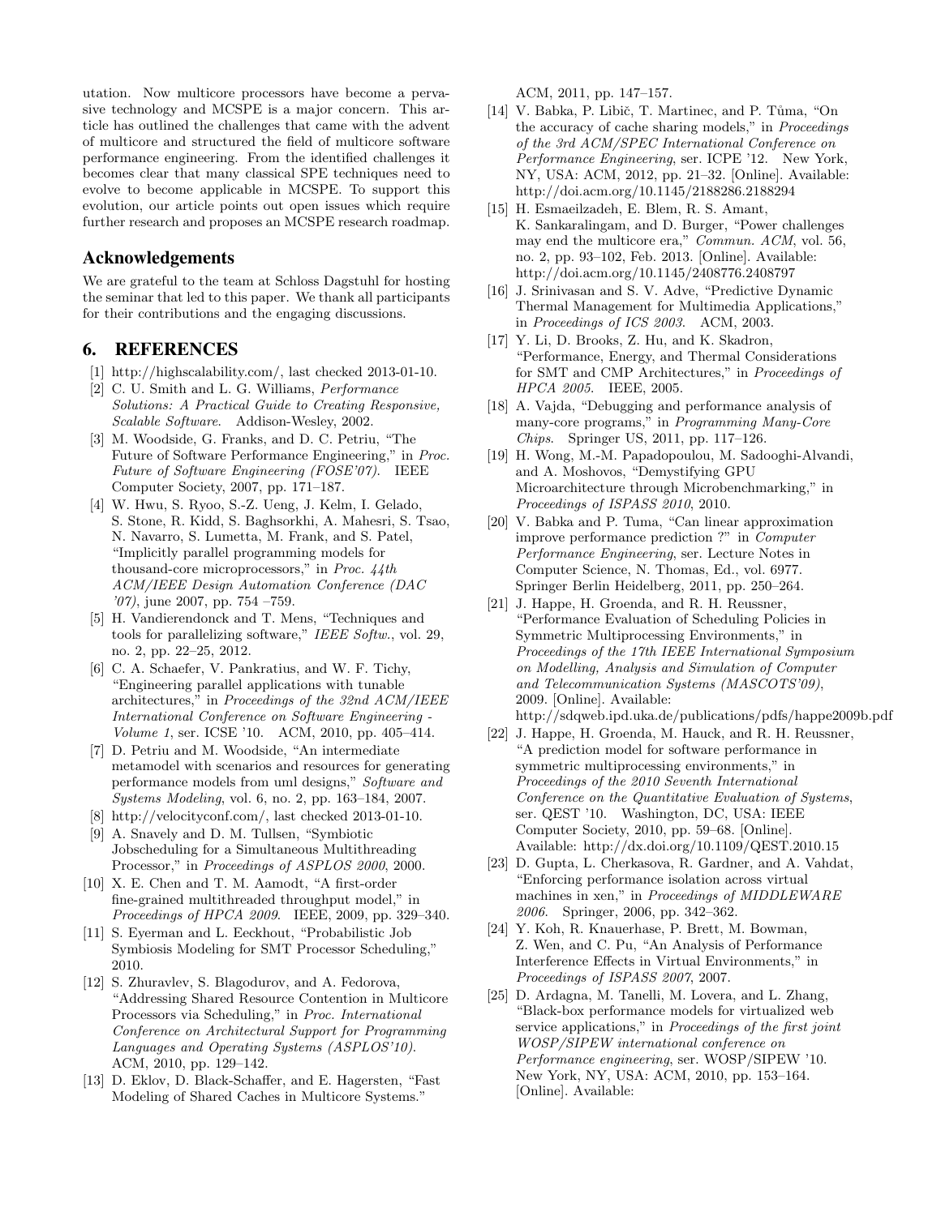utation. Now multicore processors have become a pervasive technology and MCSPE is a major concern. This article has outlined the challenges that came with the advent of multicore and structured the field of multicore software performance engineering. From the identified challenges it becomes clear that many classical SPE techniques need to evolve to become applicable in MCSPE. To support this evolution, our article points out open issues which require further research and proposes an MCSPE research roadmap.

## Acknowledgements

We are grateful to the team at Schloss Dagstuhl for hosting the seminar that led to this paper. We thank all participants for their contributions and the engaging discussions.

## 6. REFERENCES

[1] http://highscalability.com/, last checked 2013-01-10.

[2] C. U. Smith and L. G. Williams, *Performance Solutions: A Practical Guide to Creating Responsive, Scalable Software*. Addison-Wesley, 2002.

[3] M. Woodside, G. Franks, and D. C. Petriu, "The Future of Software Performance Engineering," in *Proc. Future of Software Engineering (FOSE'07)*. IEEE Computer Society, 2007, pp. 171–187.

[4] W. Hwu, S. Ryoo, S.-Z. Ueng, J. Kelm, I. Gelado, S. Stone, R. Kidd, S. Baghsorkhi, A. Mahesri, S. Tsao, N. Navarro, S. Lumetta, M. Frank, and S. Patel, "Implicitly parallel programming models for thousand-core microprocessors," in *Proc. 44th ACM/IEEE Design Automation Conference (DAC '07)*, june 2007, pp. 754 –759.

[5] H. Vandierendonck and T. Mens, "Techniques and tools for parallelizing software," *IEEE Softw.*, vol. 29, no. 2, pp. 22–25, 2012.

[6] C. A. Schaefer, V. Pankratius, and W. F. Tichy, "Engineering parallel applications with tunable architectures," in *Proceedings of the 32nd ACM/IEEE International Conference on Software Engineering - Volume 1*, ser. ICSE '10. ACM, 2010, pp. 405–414.

[7] D. Petriu and M. Woodside, "An intermediate metamodel with scenarios and resources for generating performance models from uml designs," *Software and Systems Modeling*, vol. 6, no. 2, pp. 163–184, 2007.

[8] http://velocityconf.com/, last checked 2013-01-10.

[9] A. Snavely and D. M. Tullsen, "Symbiotic Jobscheduling for a Simultaneous Multithreading Processor," in *Proceedings of ASPLOS 2000*, 2000.

[10] X. E. Chen and T. M. Aamodt, "A first-order fine-grained multithreaded throughput model," in *Proceedings of HPCA 2009*. IEEE, 2009, pp. 329–340.

[11] S. Eyerman and L. Eeckhout, "Probabilistic Job Symbiosis Modeling for SMT Processor Scheduling," 2010.

[12] S. Zhuravlev, S. Blagodurov, and A. Fedorova, "Addressing Shared Resource Contention in Multicore Processors via Scheduling," in *Proc. International Conference on Architectural Support for Programming Languages and Operating Systems (ASPLOS'10)*. ACM, 2010, pp. 129–142.

[13] D. Eklov, D. Black-Schaffer, and E. Hagersten, "Fast Modeling of Shared Caches in Multicore Systems." ACM, 2011, pp. 147–157.

[14] V. Babka, P. Libič, T. Martinec, and P. Tůma, "On the accuracy of cache sharing models," in *Proceedings of the 3rd ACM/SPEC International Conference on Performance Engineering*, ser. ICPE '12. New York, NY, USA: ACM, 2012, pp. 21–32. [Online]. Available: http://doi.acm.org/10.1145/2188286.2188294

[15] H. Esmaeilzadeh, E. Blem, R. S. Amant, K. Sankaralingam, and D. Burger, "Power challenges may end the multicore era," *Commun. ACM*, vol. 56, no. 2, pp. 93–102, Feb. 2013. [Online]. Available: http://doi.acm.org/10.1145/2408776.2408797

[16] J. Srinivasan and S. V. Adve, "Predictive Dynamic Thermal Management for Multimedia Applications," in *Proceedings of ICS 2003*. ACM, 2003.

[17] Y. Li, D. Brooks, Z. Hu, and K. Skadron, "Performance, Energy, and Thermal Considerations for SMT and CMP Architectures," in *Proceedings of HPCA 2005*. IEEE, 2005.

[18] A. Vajda, "Debugging and performance analysis of many-core programs," in *Programming Many-Core Chips*. Springer US, 2011, pp. 117–126.

[19] H. Wong, M.-M. Papadopoulou, M. Sadooghi-Alvandi, and A. Moshovos, "Demystifying GPU Microarchitecture through Microbenchmarking," in *Proceedings of ISPASS 2010*, 2010.

[20] V. Babka and P. Tuma, "Can linear approximation improve performance prediction ?" in *Computer Performance Engineering*, ser. Lecture Notes in Computer Science, N. Thomas, Ed., vol. 6977. Springer Berlin Heidelberg, 2011, pp. 250–264.

[21] J. Happe, H. Groenda, and R. H. Reussner, "Performance Evaluation of Scheduling Policies in Symmetric Multiprocessing Environments," in *Proceedings of the 17th IEEE International Symposium on Modelling, Analysis and Simulation of Computer and Telecommunication Systems (MASCOTS'09)*, 2009. [Online]. Available: http://sdqweb.ipd.uka.de/publications/pdfs/happe2009b.pdf

[22] J. Happe, H. Groenda, M. Hauck, and R. H. Reussner, "A prediction model for software performance in symmetric multiprocessing environments," in *Proceedings of the 2010 Seventh International Conference on the Quantitative Evaluation of Systems*, ser. QEST '10. Washington, DC, USA: IEEE Computer Society, 2010, pp. 59–68. [Online]. Available: http://dx.doi.org/10.1109/QEST.2010.15

[23] D. Gupta, L. Cherkasova, R. Gardner, and A. Vahdat, "Enforcing performance isolation across virtual machines in xen," in *Proceedings of MIDDLEWARE 2006*. Springer, 2006, pp. 342–362.

[24] Y. Koh, R. Knauerhase, P. Brett, M. Bowman, Z. Wen, and C. Pu, "An Analysis of Performance Interference Effects in Virtual Environments," in *Proceedings of ISPASS 2007*, 2007.

[25] D. Ardagna, M. Tanelli, M. Lovera, and L. Zhang, "Black-box performance models for virtualized web service applications," in *Proceedings of the first joint WOSP/SIPEW international conference on Performance engineering*, ser. WOSP/SIPEW '10. New York, NY, USA: ACM, 2010, pp. 153–164. [Online]. Available: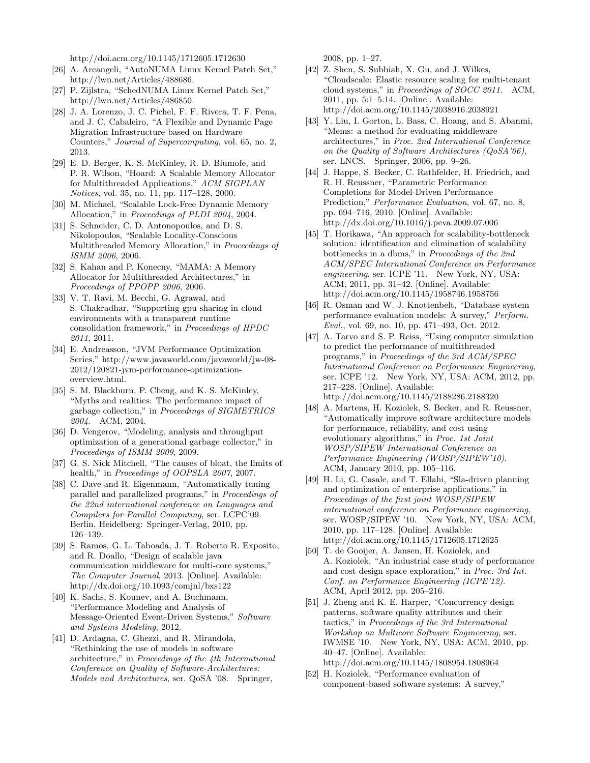http://doi.acm.org/10.1145/1712605.1712630

[26] A. Arcangeli, "AutoNUMA Linux Kernel Patch Set," http://lwn.net/Articles/488686.

[27] P. Zijlstra, "SchedNUMA Linux Kernel Patch Set," http://lwn.net/Articles/486850.

[28] J. A. Lorenzo, J. C. Pichel, F. F. Rivera, T. F. Pena, and J. C. Cabaleiro, "A Flexible and Dynamic Page Migration Infrastructure based on Hardware Counters," *Journal of Supercomputing*, vol. 65, no. 2, 2013.

[29] E. D. Berger, K. S. McKinley, R. D. Blumofe, and P. R. Wilson, "Hoard: A Scalable Memory Allocator for Multithreaded Applications," *ACM SIGPLAN Notices*, vol. 35, no. 11, pp. 117–128, 2000.

[30] M. Michael, "Scalable Lock-Free Dynamic Memory Allocation," in *Proceedings of PLDI 2004*, 2004.

[31] S. Schneider, C. D. Antonopoulos, and D. S. Nikolopoulos, "Scalable Locality-Conscious Multithreaded Memory Allocation," in *Proceedings of ISMM 2006*, 2006.

[32] S. Kahan and P. Konecny, "MAMA: A Memory Allocator for Multithreaded Architectures," in *Proceedings of PPOPP 2006*, 2006.

[33] V. T. Ravi, M. Becchi, G. Agrawal, and S. Chakradhar, "Supporting gpu sharing in cloud environments with a transparent runtime consolidation framework," in *Proceedings of HPDC 2011*, 2011.

[34] E. Andreasson, "JVM Performance Optimization Series," http://www.javaworld.com/javaworld/jw-08-2012/120821-jvm-performance-optimization-overview.html.

[35] S. M. Blackburn, P. Cheng, and K. S. McKinley, "Myths and realities: The performance impact of garbage collection," in *Proceedings of SIGMETRICS 2004*. ACM, 2004.

[36] D. Vengerov, "Modeling, analysis and throughput optimization of a generational garbage collector," in *Proceedings of ISMM 2009*, 2009.

[37] G. S. Nick Mitchell, "The causes of bloat, the limits of health," in *Proceedings of OOPSLA 2007*, 2007.

[38] C. Dave and R. Eigenmann, "Automatically tuning parallel and parallelized programs," in *Proceedings of the 22nd international conference on Languages and Compilers for Parallel Computing*, ser. LCPC'09. Berlin, Heidelberg: Springer-Verlag, 2010, pp. 126–139.

[39] S. Ramos, G. L. Taboada, J. T. Roberto R. Exposito, and R. Doallo, "Design of scalable java communication middleware for multi-core systems," *The Computer Journal*, 2013. [Online]. Available: http://dx.doi.org/10.1093/comjnl/bxs122

[40] K. Sachs, S. Kounev, and A. Buchmann, "Performance Modeling and Analysis of Message-Oriented Event-Driven Systems," *Software and Systems Modeling*, 2012.

[41] D. Ardagna, C. Ghezzi, and R. Mirandola, "Rethinking the use of models in software architecture," in *Proceedings of the 4th International Conference on Quality of Software-Architectures: Models and Architectures*, ser. QoSA '08. Springer, 2008, pp. 1–27.

[42] Z. Shen, S. Subbiah, X. Gu, and J. Wilkes, "Cloudscale: Elastic resource scaling for multi-tenant cloud systems," in *Proceedings of SOCC 2011*. ACM, 2011, pp. 5:1–5:14. [Online]. Available: http://doi.acm.org/10.1145/2038916.2038921

[43] Y. Liu, I. Gorton, L. Bass, C. Hoang, and S. Abanmi, "Mems: a method for evaluating middleware architectures," in *Proc. 2nd International Conference on the Quality of Software Architectures (QoSA'06)*, ser. LNCS. Springer, 2006, pp. 9–26.

[44] J. Happe, S. Becker, C. Rathfelder, H. Friedrich, and R. H. Reussner, "Parametric Performance Completions for Model-Driven Performance Prediction," *Performance Evaluation*, vol. 67, no. 8, pp. 694–716, 2010. [Online]. Available: http://dx.doi.org/10.1016/j.peva.2009.07.006

[45] T. Horikawa, "An approach for scalability-bottleneck solution: identification and elimination of scalability bottlenecks in a dbms," in *Proceedings of the 2nd ACM/SPEC International Conference on Performance engineering*, ser. ICPE '11. New York, NY, USA: ACM, 2011, pp. 31–42. [Online]. Available: http://doi.acm.org/10.1145/1958746.1958756

[46] R. Osman and W. J. Knottenbelt, "Database system performance evaluation models: A survey," *Perform. Eval.*, vol. 69, no. 10, pp. 471–493, Oct. 2012.

[47] A. Tarvo and S. P. Reiss, "Using computer simulation to predict the performance of multithreaded programs," in *Proceedings of the 3rd ACM/SPEC International Conference on Performance Engineering*, ser. ICPE '12. New York, NY, USA: ACM, 2012, pp. 217–228. [Online]. Available: http://doi.acm.org/10.1145/2188286.2188320

[48] A. Martens, H. Koziolek, S. Becker, and R. Reussner, "Automatically improve software architecture models for performance, reliability, and cost using evolutionary algorithms," in *Proc. 1st Joint WOSP/SIPEW International Conference on Performance Engineering (WOSP/SIPEW'10)*. ACM, January 2010, pp. 105–116.

[49] H. Li, G. Casale, and T. Ellahi, "Sla-driven planning and optimization of enterprise applications," in *Proceedings of the first joint WOSP/SIPEW international conference on Performance engineering*, ser. WOSP/SIPEW '10. New York, NY, USA: ACM, 2010, pp. 117–128. [Online]. Available: http://doi.acm.org/10.1145/1712605.1712625

[50] T. de Gooijer, A. Jansen, H. Koziolek, and A. Koziolek, "An industrial case study of performance and cost design space exploration," in *Proc. 3rd Int. Conf. on Performance Engineering (ICPE'12)*. ACM, April 2012, pp. 205–216.

[51] J. Zheng and K. E. Harper, "Concurrency design patterns, software quality attributes and their tactics," in *Proceedings of the 3rd International Workshop on Multicore Software Engineering*, ser. IWMSE '10. New York, NY, USA: ACM, 2010, pp. 40–47. [Online]. Available: http://doi.acm.org/10.1145/1808954.1808964

[52] H. Koziolek, "Performance evaluation of component-based software systems: A survey,"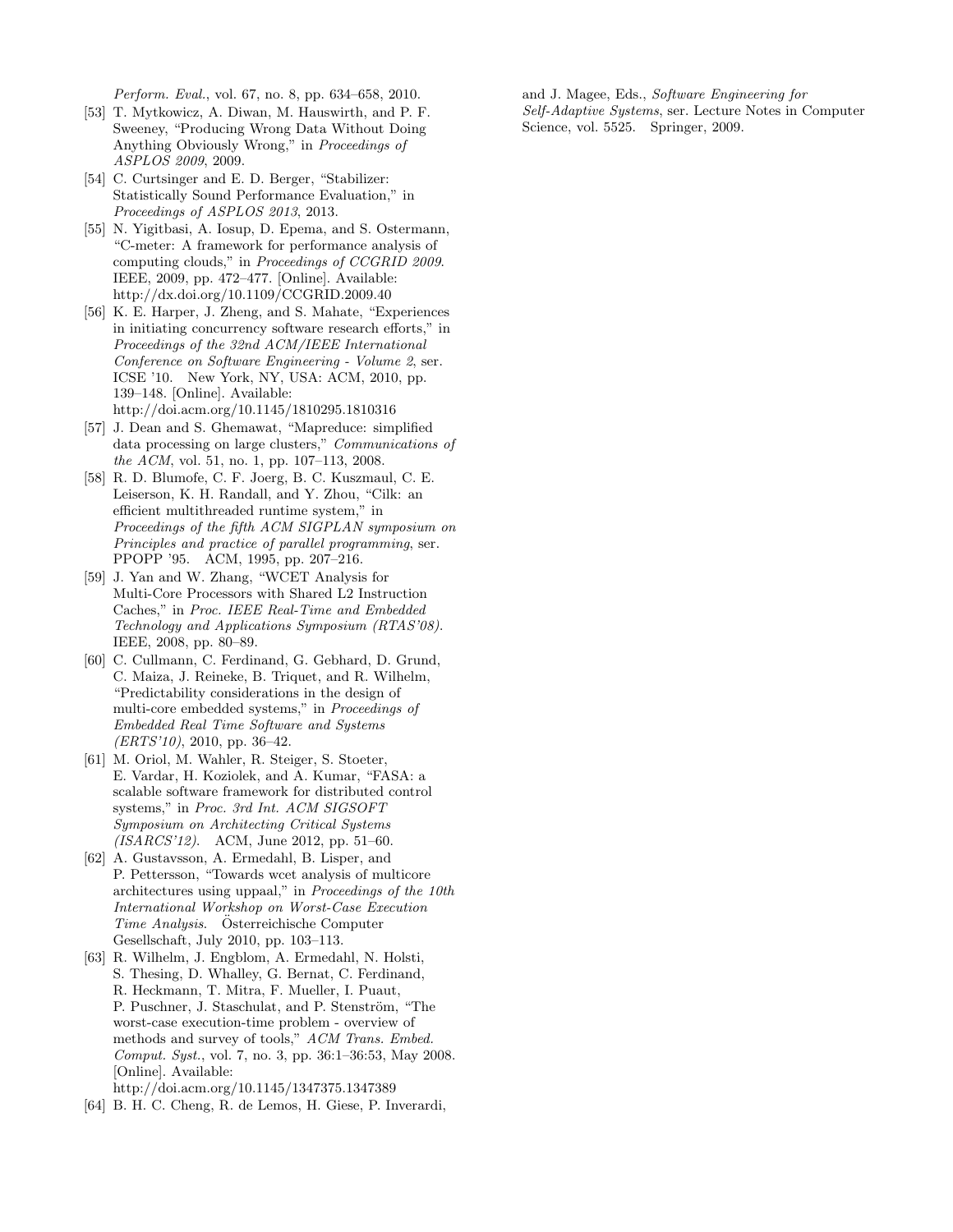*Perform. Eval.*, vol. 67, no. 8, pp. 634–658, 2010.

[53] T. Mytkowicz, A. Diwan, M. Hauswirth, and P. F. Sweeney, "Producing Wrong Data Without Doing Anything Obviously Wrong," in *Proceedings of ASPLOS 2009*, 2009.

[54] C. Curtsinger and E. D. Berger, "Stabilizer: Statistically Sound Performance Evaluation," in *Proceedings of ASPLOS 2013*, 2013.

[55] N. Yigitbasi, A. Iosup, D. Epema, and S. Ostermann, "C-meter: A framework for performance analysis of computing clouds," in *Proceedings of CCGRID 2009*. IEEE, 2009, pp. 472–477. [Online]. Available: http://dx.doi.org/10.1109/CCGRID.2009.40

[56] K. E. Harper, J. Zheng, and S. Mahate, "Experiences in initiating concurrency software research efforts," in *Proceedings of the 32nd ACM/IEEE International Conference on Software Engineering - Volume 2*, ser. ICSE '10. New York, NY, USA: ACM, 2010, pp. 139–148. [Online]. Available: http://doi.acm.org/10.1145/1810295.1810316

[57] J. Dean and S. Ghemawat, "Mapreduce: simplified data processing on large clusters," *Communications of the ACM*, vol. 51, no. 1, pp. 107–113, 2008.

[58] R. D. Blumofe, C. F. Joerg, B. C. Kuszmaul, C. E. Leiserson, K. H. Randall, and Y. Zhou, "Cilk: an efficient multithreaded runtime system," in *Proceedings of the fifth ACM SIGPLAN symposium on Principles and practice of parallel programming*, ser. PPOPP '95. ACM, 1995, pp. 207–216.

[59] J. Yan and W. Zhang, "WCET Analysis for Multi-Core Processors with Shared L2 Instruction Caches," in *Proc. IEEE Real-Time and Embedded Technology and Applications Symposium (RTAS'08)*. IEEE, 2008, pp. 80–89.

[60] C. Cullmann, C. Ferdinand, G. Gebhard, D. Grund, C. Maiza, J. Reineke, B. Triquet, and R. Wilhelm, "Predictability considerations in the design of multi-core embedded systems," in *Proceedings of Embedded Real Time Software and Systems (ERTS'10)*, 2010, pp. 36–42.

[61] M. Oriol, M. Wahler, R. Steiger, S. Stoeter, E. Vardar, H. Koziolek, and A. Kumar, "FASA: a scalable software framework for distributed control systems," in *Proc. 3rd Int. ACM SIGSOFT Symposium on Architecting Critical Systems (ISARCS'12)*. ACM, June 2012, pp. 51–60.

[62] A. Gustavsson, A. Ermedahl, B. Lisper, and P. Pettersson, "Towards wcet analysis of multicore architectures using uppaal," in *Proceedings of the 10th International Workshop on Worst-Case Execution Time Analysis*. Österreichische Computer Gesellschaft, July 2010, pp. 103–113.

[63] R. Wilhelm, J. Engblom, A. Ermedahl, N. Holsti, S. Thesing, D. Whalley, G. Bernat, C. Ferdinand, R. Heckmann, T. Mitra, F. Mueller, I. Puaut, P. Puschner, J. Staschulat, and P. Stenström, "The worst-case execution-time problem - overview of methods and survey of tools," *ACM Trans. Embed. Comput. Syst.*, vol. 7, no. 3, pp. 36:1–36:53, May 2008. [Online]. Available: http://doi.acm.org/10.1145/1347375.1347389

[64] B. H. C. Cheng, R. de Lemos, H. Giese, P. Inverardi, and J. Magee, Eds., *Software Engineering for Self-Adaptive Systems*, ser. Lecture Notes in Computer Science, vol. 5525. Springer, 2009.